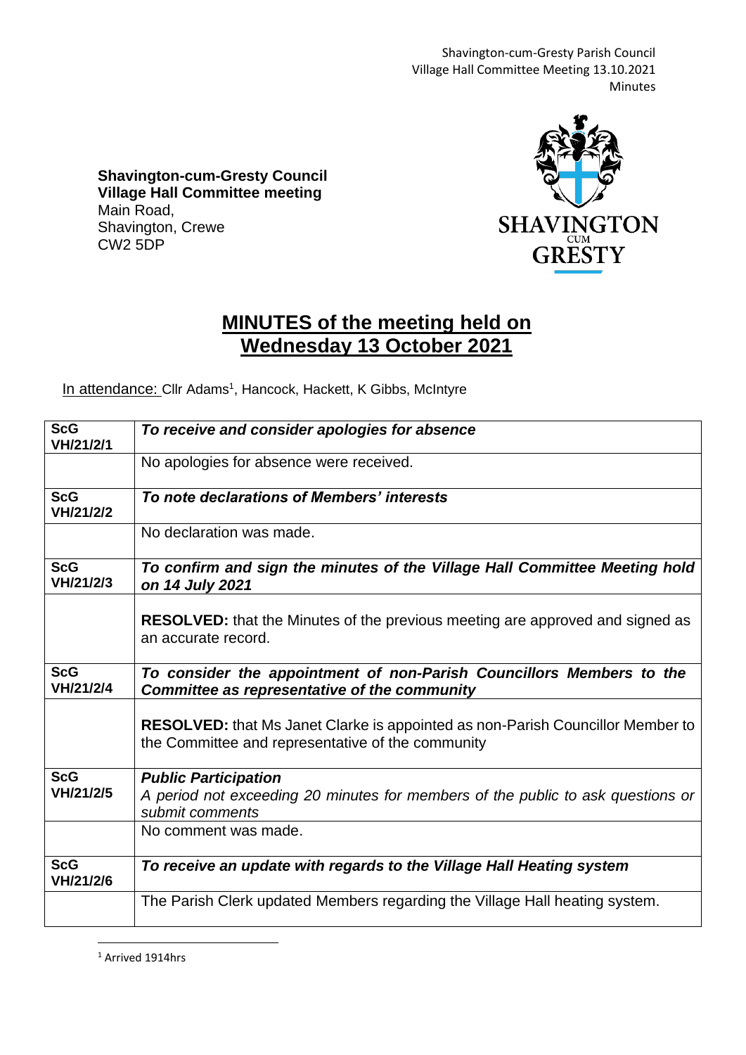**Shavington-cum-Gresty Council**
**Village Hall Committee meeting**
Main Road,
Shavington, Crewe
CW2 5DP

# MINUTES of the meeting held on Wednesday 13 October 2021

In attendance: Cllr Adams[1], Hancock, Hackett, K Gibbs, McIntyre

| | |
|---|---|
| **ScG VH/21/2/1** | ***To receive and consider apologies for absence*** |
| | No apologies for absence were received. |
| **ScG VH/21/2/2** | ***To note declarations of Members' interests*** |
| | No declaration was made. |
| **ScG VH/21/2/3** | ***To confirm and sign the minutes of the Village Hall Committee Meeting hold on 14 July 2021*** |
| | **RESOLVED:** that the Minutes of the previous meeting are approved and signed as an accurate record. |
| **ScG VH/21/2/4** | ***To consider the appointment of non-Parish Councillors Members to the Committee as representative of the community*** |
| | **RESOLVED:** that Ms Janet Clarke is appointed as non-Parish Councillor Member to the Committee and representative of the community |
| **ScG VH/21/2/5** | ***Public Participation*** *A period not exceeding 20 minutes for members of the public to ask questions or submit comments* |
| | No comment was made. |
| **ScG VH/21/2/6** | ***To receive an update with regards to the Village Hall Heating system*** |
| | The Parish Clerk updated Members regarding the Village Hall heating system. |

[1] Arrived 1914hrs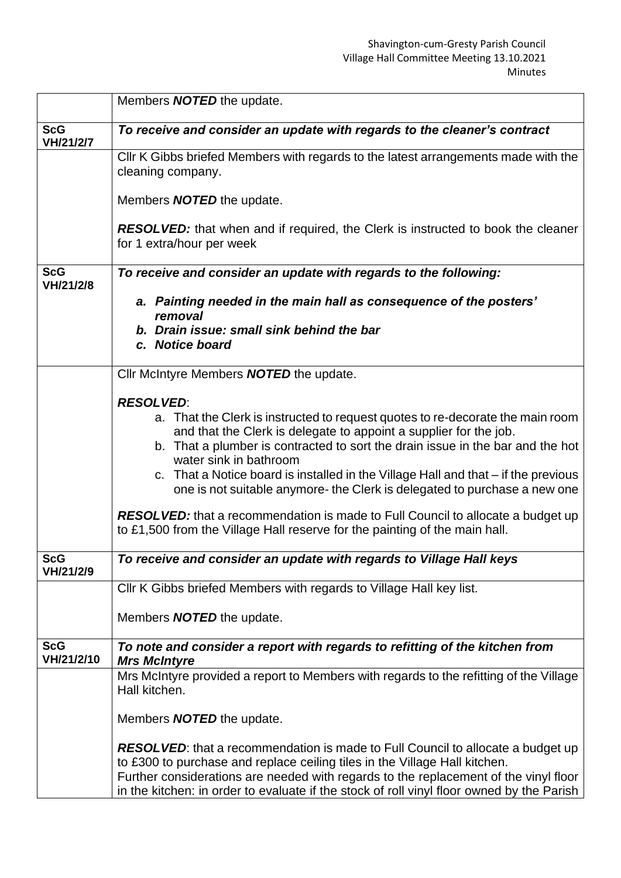| | |
|---|---|
| | Members ***NOTED*** the update. |
| **ScG VH/21/2/7** | ***To receive and consider an update with regards to the cleaner's contract*** |
| | Cllr K Gibbs briefed Members with regards to the latest arrangements made with the cleaning company.<br><br>Members ***NOTED*** the update.<br><br>***RESOLVED:*** that when and if required, the Clerk is instructed to book the cleaner for 1 extra/hour per week |
| **ScG VH/21/2/8** | ***To receive and consider an update with regards to the following:***<br><br>***a. Painting needed in the main hall as consequence of the posters' removal***<br>***b. Drain issue: small sink behind the bar***<br>***c. Notice board*** |
| | Cllr McIntyre Members ***NOTED*** the update.<br><br>***RESOLVED***:<br>a. That the Clerk is instructed to request quotes to re-decorate the main room and that the Clerk is delegate to appoint a supplier for the job.<br>b. That a plumber is contracted to sort the drain issue in the bar and the hot water sink in bathroom<br>c. That a Notice board is installed in the Village Hall and that – if the previous one is not suitable anymore- the Clerk is delegated to purchase a new one<br><br>***RESOLVED:*** that a recommendation is made to Full Council to allocate a budget up to £1,500 from the Village Hall reserve for the painting of the main hall. |
| **ScG VH/21/2/9** | ***To receive and consider an update with regards to Village Hall keys*** |
| | Cllr K Gibbs briefed Members with regards to Village Hall key list.<br><br>Members ***NOTED*** the update. |
| **ScG VH/21/2/10** | ***To note and consider a report with regards to refitting of the kitchen from Mrs McIntyre*** |
| | Mrs McIntyre provided a report to Members with regards to the refitting of the Village Hall kitchen.<br><br>Members ***NOTED*** the update.<br><br>***RESOLVED***: that a recommendation is made to Full Council to allocate a budget up to £300 to purchase and replace ceiling tiles in the Village Hall kitchen.<br>Further considerations are needed with regards to the replacement of the vinyl floor in the kitchen: in order to evaluate if the stock of roll vinyl floor owned by the Parish |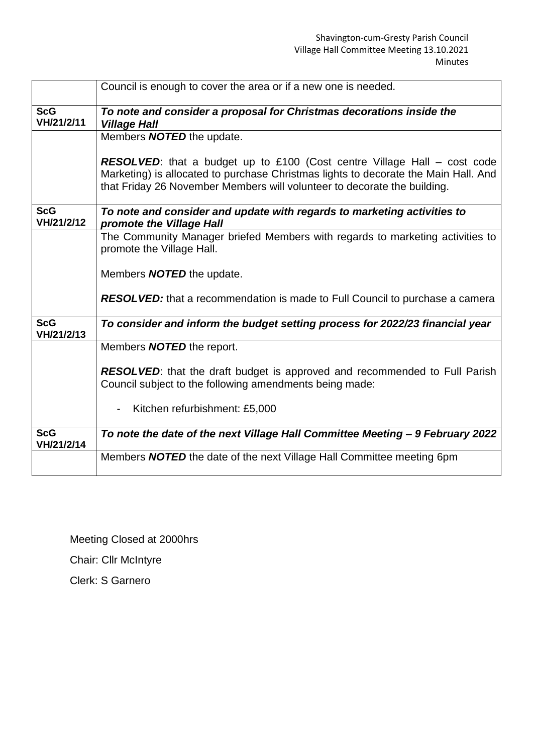| | |
|---|---|
| | Council is enough to cover the area or if a new one is needed. |
| **ScG VH/21/2/11** | ***To note and consider a proposal for Christmas decorations inside the Village Hall*** |
| | Members ***NOTED*** the update.<br><br>***RESOLVED***: that a budget up to £100 (Cost centre Village Hall – cost code Marketing) is allocated to purchase Christmas lights to decorate the Main Hall. And that Friday 26 November Members will volunteer to decorate the building. |
| **ScG VH/21/2/12** | ***To note and consider and update with regards to marketing activities to promote the Village Hall*** |
| | The Community Manager briefed Members with regards to marketing activities to promote the Village Hall.<br><br>Members ***NOTED*** the update.<br><br>***RESOLVED:*** that a recommendation is made to Full Council to purchase a camera |
| **ScG VH/21/2/13** | ***To consider and inform the budget setting process for 2022/23 financial year*** |
| | Members ***NOTED*** the report.<br><br>***RESOLVED***: that the draft budget is approved and recommended to Full Parish Council subject to the following amendments being made:<br><br>- Kitchen refurbishment: £5,000 |
| **ScG VH/21/2/14** | ***To note the date of the next Village Hall Committee Meeting – 9 February 2022*** |
| | Members ***NOTED*** the date of the next Village Hall Committee meeting 6pm |

Meeting Closed at 2000hrs

Chair: Cllr McIntyre

Clerk: S Garnero